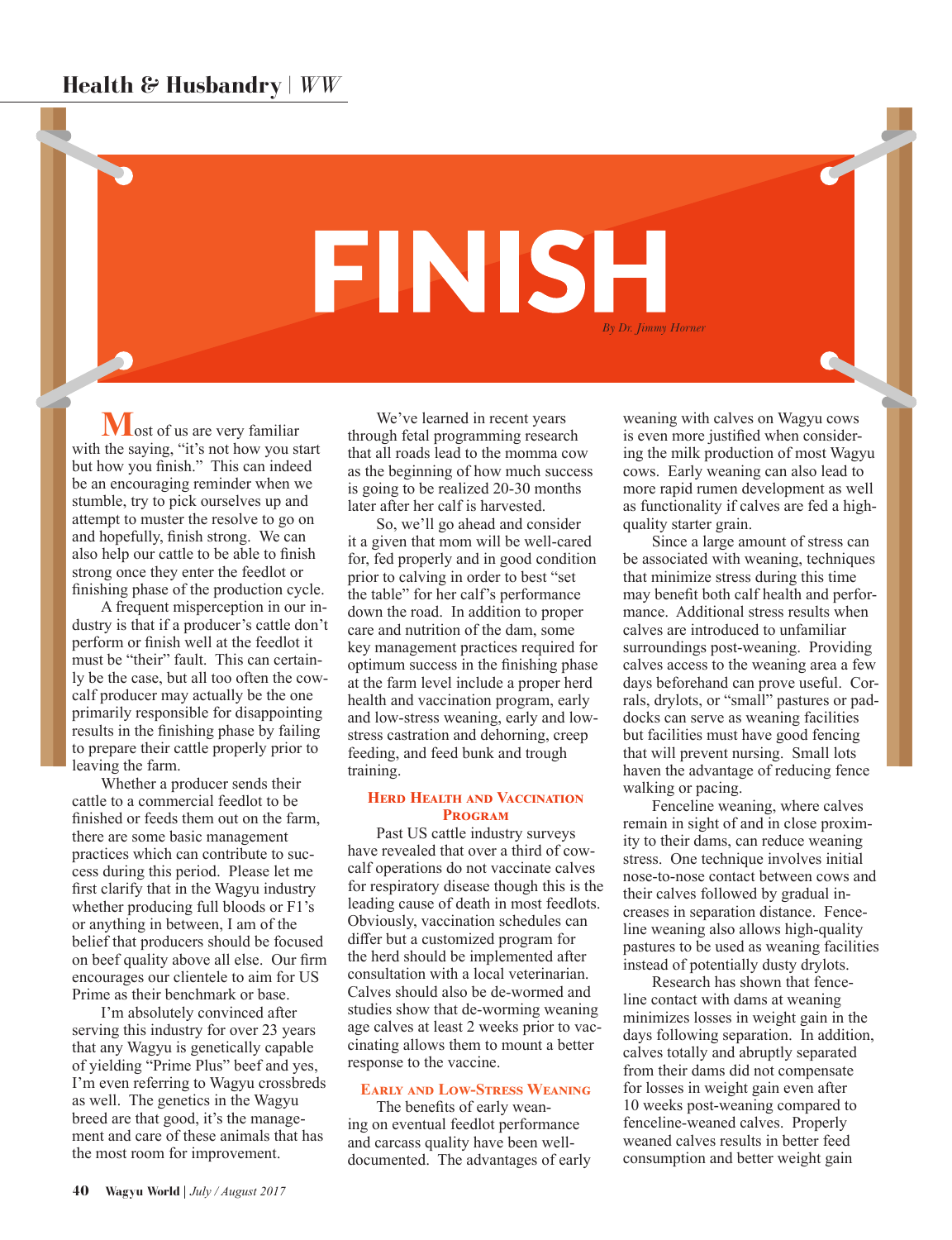# FINISH

*By Dr. Jimmy Horner*

Most of us are very familiar with the saying, "it's not how you start but how you finish." This can indeed be an encouraging reminder when we stumble, try to pick ourselves up and attempt to muster the resolve to go on and hopefully, finish strong. We can also help our cattle to be able to finish strong once they enter the feedlot or finishing phase of the production cycle.

A frequent misperception in our industry is that if a producer's cattle don't perform or finish well at the feedlot it must be "their" fault. This can certainly be the case, but all too often the cow-calf producer may actually be the one primarily responsible for disappointing results in the finishing phase by failing to prepare their cattle properly prior to leaving the farm.

Whether a producer sends their cattle to a commercial feedlot to be finished or feeds them out on the farm, there are some basic management practices which can contribute to success during this period. Please let me first clarify that in the Wagyu industry whether producing full bloods or F1's or anything in between, I am of the belief that producers should be focused on beef quality above all else. Our firm encourages our clientele to aim for US Prime as their benchmark or base.

I'm absolutely convinced after serving this industry for over 23 years that any Wagyu is genetically capable of yielding "Prime Plus" beef and yes, I'm even referring to Wagyu crossbreds as well. The genetics in the Wagyu breed are that good, it's the management and care of these animals that has the most room for improvement.

We've learned in recent years through fetal programming research that all roads lead to the momma cow as the beginning of how much success is going to be realized 20-30 months later after her calf is harvested.

So, we'll go ahead and consider it a given that mom will be well-cared for, fed properly and in good condition prior to calving in order to best "set the table" for her calf's performance down the road. In addition to proper care and nutrition of the dam, some key management practices required for optimum success in the finishing phase at the farm level include a proper herd health and vaccination program, early and low-stress weaning, early and low-stress castration and dehorning, creep feeding, and feed bunk and trough training.

## Herd Health and Vaccination Program

Past US cattle industry surveys have revealed that over a third of cow-calf operations do not vaccinate calves for respiratory disease though this is the leading cause of death in most feedlots. Obviously, vaccination schedules can differ but a customized program for the herd should be implemented after consultation with a local veterinarian. Calves should also be de-wormed and studies show that de-worming weaning age calves at least 2 weeks prior to vaccinating allows them to mount a better response to the vaccine.

## Early and Low-Stress Weaning

The benefits of early weaning on eventual feedlot performance and carcass quality have been well-documented. The advantages of early weaning with calves on Wagyu cows is even more justified when considering the milk production of most Wagyu cows. Early weaning can also lead to more rapid rumen development as well as functionality if calves are fed a high-quality starter grain.

Since a large amount of stress can be associated with weaning, techniques that minimize stress during this time may benefit both calf health and performance. Additional stress results when calves are introduced to unfamiliar surroundings post-weaning. Providing calves access to the weaning area a few days beforehand can prove useful. Corrals, drylots, or "small" pastures or paddocks can serve as weaning facilities but facilities must have good fencing that will prevent nursing. Small lots haven the advantage of reducing fence walking or pacing.

Fenceline weaning, where calves remain in sight of and in close proximity to their dams, can reduce weaning stress. One technique involves initial nose-to-nose contact between cows and their calves followed by gradual increases in separation distance. Fenceline weaning also allows high-quality pastures to be used as weaning facilities instead of potentially dusty drylots.

Research has shown that fenceline contact with dams at weaning minimizes losses in weight gain in the days following separation. In addition, calves totally and abruptly separated from their dams did not compensate for losses in weight gain even after 10 weeks post-weaning compared to fenceline-weaned calves. Properly weaned calves results in better feed consumption and better weight gain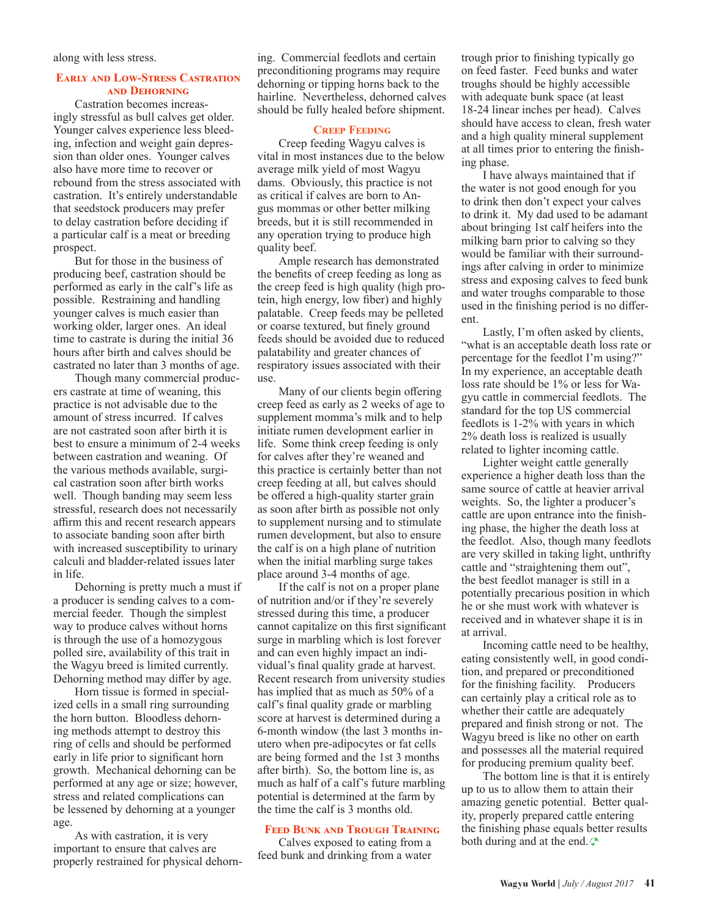along with less stress.

### Early and Low-Stress Castration and Dehorning

Castration becomes increasingly stressful as bull calves get older. Younger calves experience less bleeding, infection and weight gain depression than older ones. Younger calves also have more time to recover or rebound from the stress associated with castration. It's entirely understandable that seedstock producers may prefer to delay castration before deciding if a particular calf is a meat or breeding prospect.

But for those in the business of producing beef, castration should be performed as early in the calf's life as possible. Restraining and handling younger calves is much easier than working older, larger ones. An ideal time to castrate is during the initial 36 hours after birth and calves should be castrated no later than 3 months of age.

Though many commercial producers castrate at time of weaning, this practice is not advisable due to the amount of stress incurred. If calves are not castrated soon after birth it is best to ensure a minimum of 2-4 weeks between castration and weaning. Of the various methods available, surgical castration soon after birth works well. Though banding may seem less stressful, research does not necessarily affirm this and recent research appears to associate banding soon after birth with increased susceptibility to urinary calculi and bladder-related issues later in life.

Dehorning is pretty much a must if a producer is sending calves to a commercial feeder. Though the simplest way to produce calves without horns is through the use of a homozygous polled sire, availability of this trait in the Wagyu breed is limited currently. Dehorning method may differ by age.

Horn tissue is formed in specialized cells in a small ring surrounding the horn button. Bloodless dehorning methods attempt to destroy this ring of cells and should be performed early in life prior to significant horn growth. Mechanical dehorning can be performed at any age or size; however, stress and related complications can be lessened by dehorning at a younger age.

As with castration, it is very important to ensure that calves are properly restrained for physical dehorning. Commercial feedlots and certain preconditioning programs may require dehorning or tipping horns back to the hairline. Nevertheless, dehorned calves should be fully healed before shipment.

### Creep Feeding

Creep feeding Wagyu calves is vital in most instances due to the below average milk yield of most Wagyu dams. Obviously, this practice is not as critical if calves are born to Angus mommas or other better milking breeds, but it is still recommended in any operation trying to produce high quality beef.

Ample research has demonstrated the benefits of creep feeding as long as the creep feed is high quality (high protein, high energy, low fiber) and highly palatable. Creep feeds may be pelleted or coarse textured, but finely ground feeds should be avoided due to reduced palatability and greater chances of respiratory issues associated with their use.

Many of our clients begin offering creep feed as early as 2 weeks of age to supplement momma's milk and to help initiate rumen development earlier in life. Some think creep feeding is only for calves after they're weaned and this practice is certainly better than not creep feeding at all, but calves should be offered a high-quality starter grain as soon after birth as possible not only to supplement nursing and to stimulate rumen development, but also to ensure the calf is on a high plane of nutrition when the initial marbling surge takes place around 3-4 months of age.

If the calf is not on a proper plane of nutrition and/or if they're severely stressed during this time, a producer cannot capitalize on this first significant surge in marbling which is lost forever and can even highly impact an individual's final quality grade at harvest. Recent research from university studies has implied that as much as 50% of a calf's final quality grade or marbling score at harvest is determined during a 6-month window (the last 3 months in-utero when pre-adipocytes or fat cells are being formed and the 1st 3 months after birth). So, the bottom line is, as much as half of a calf's future marbling potential is determined at the farm by the time the calf is 3 months old.

### Feed Bunk and Trough Training

Calves exposed to eating from a feed bunk and drinking from a water trough prior to finishing typically go on feed faster. Feed bunks and water troughs should be highly accessible with adequate bunk space (at least 18-24 linear inches per head). Calves should have access to clean, fresh water and a high quality mineral supplement at all times prior to entering the finishing phase.

I have always maintained that if the water is not good enough for you to drink then don't expect your calves to drink it. My dad used to be adamant about bringing 1st calf heifers into the milking barn prior to calving so they would be familiar with their surroundings after calving in order to minimize stress and exposing calves to feed bunk and water troughs comparable to those used in the finishing period is no different.

Lastly, I'm often asked by clients, "what is an acceptable death loss rate or percentage for the feedlot I'm using?" In my experience, an acceptable death loss rate should be 1% or less for Wagyu cattle in commercial feedlots. The standard for the top US commercial feedlots is 1-2% with years in which 2% death loss is realized is usually related to lighter incoming cattle.

Lighter weight cattle generally experience a higher death loss than the same source of cattle at heavier arrival weights. So, the lighter a producer's cattle are upon entrance into the finishing phase, the higher the death loss at the feedlot. Also, though many feedlots are very skilled in taking light, unthrifty cattle and "straightening them out", the best feedlot manager is still in a potentially precarious position in which he or she must work with whatever is received and in whatever shape it is in at arrival.

Incoming cattle need to be healthy, eating consistently well, in good condition, and prepared or preconditioned for the finishing facility. Producers can certainly play a critical role as to whether their cattle are adequately prepared and finish strong or not. The Wagyu breed is like no other on earth and possesses all the material required for producing premium quality beef.

The bottom line is that it is entirely up to us to allow them to attain their amazing genetic potential. Better quality, properly prepared cattle entering the finishing phase equals better results both during and at the end.